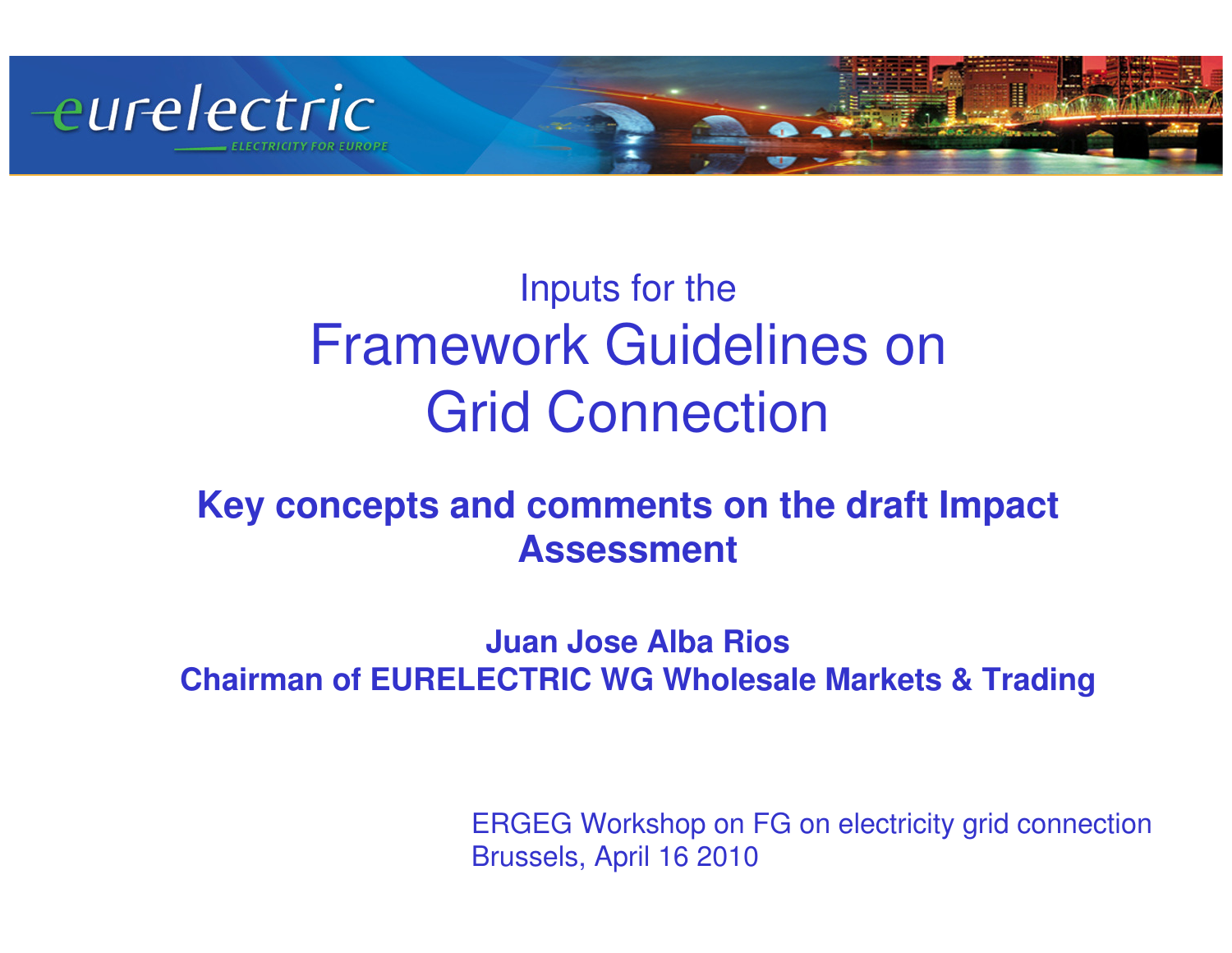Inputs for the

# Framework Guidelines on Grid Connection

## Key concepts and comments on the draft Impact Assessment

**Juan Jose Alba Rios**
**Chairman of EURELECTRIC WG Wholesale Markets & Trading**

ERGEG Workshop on FG on electricity grid connection
Brussels, April 16 2010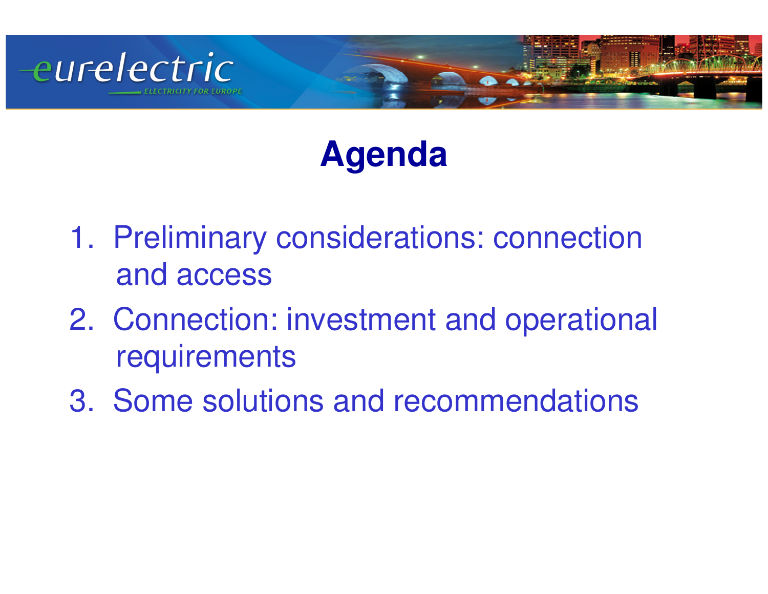# Agenda

1. Preliminary considerations: connection and access
2. Connection: investment and operational requirements
3. Some solutions and recommendations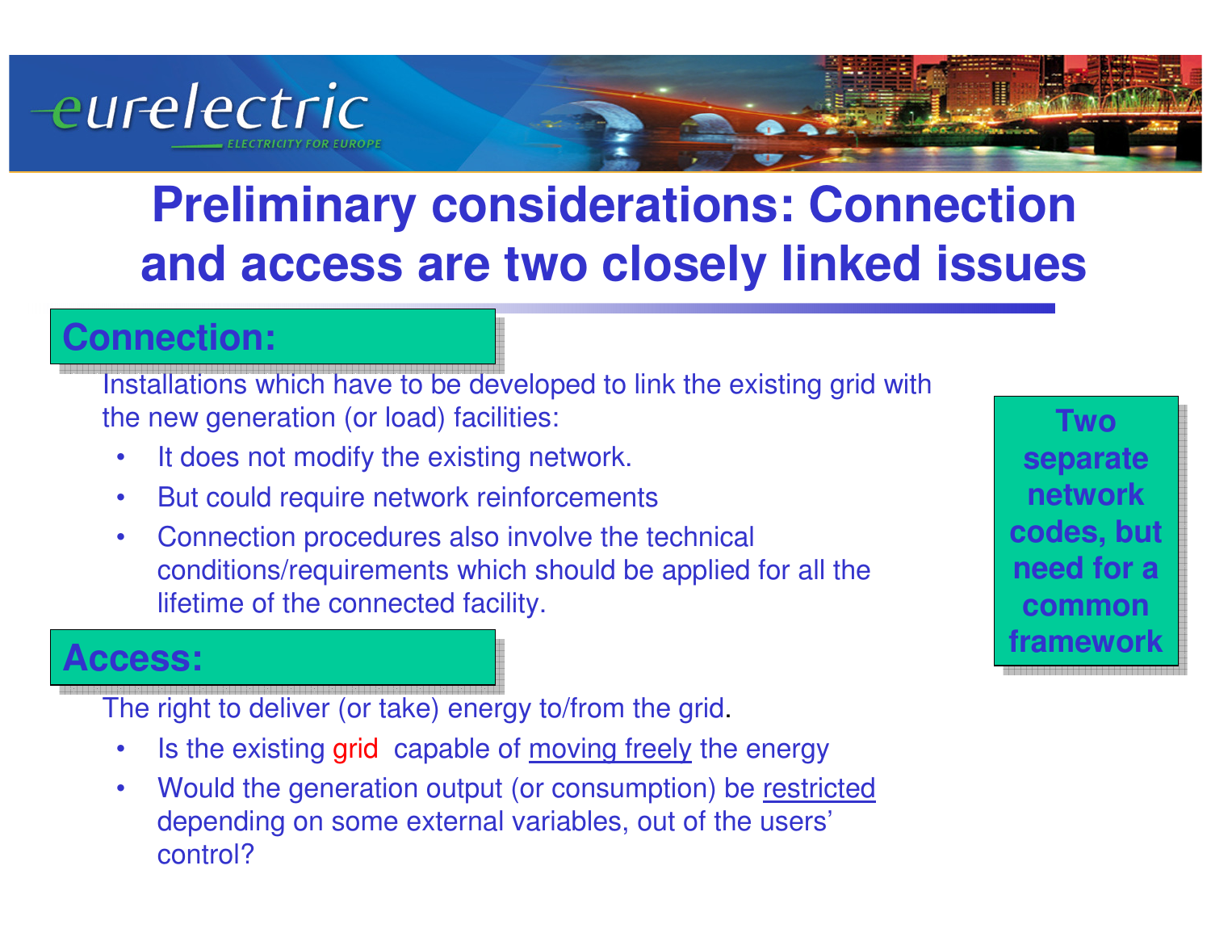# Preliminary considerations: Connection and access are two closely linked issues

## Connection:

Installations which have to be developed to link the existing grid with the new generation (or load) facilities:

- It does not modify the existing network.
- But could require network reinforcements
- Connection procedures also involve the technical conditions/requirements which should be applied for all the lifetime of the connected facility.

## Access:

The right to deliver (or take) energy to/from the grid.

- Is the existing grid capable of moving freely the energy
- Would the generation output (or consumption) be restricted depending on some external variables, out of the users' control?

**Two separate network codes, but need for a common framework**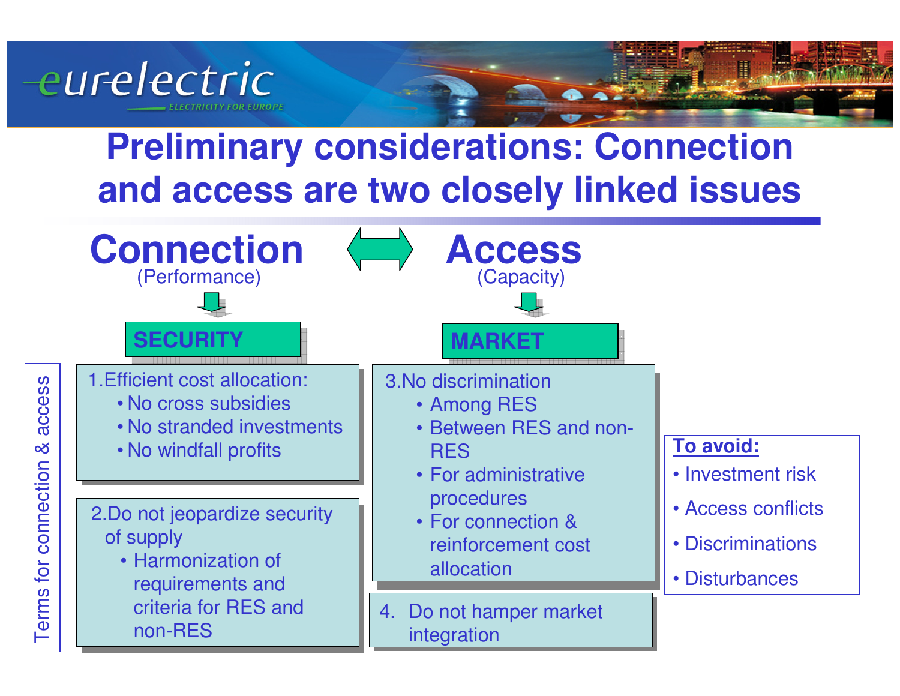# Preliminary considerations: Connection and access are two closely linked issues

## Connection ⟷ Access

**Connection** (Performance) → **SECURITY**

**Access** (Capacity) → **MARKET**

*Terms for connection & access*

1. Efficient cost allocation:
   - No cross subsidies
   - No stranded investments
   - No windfall profits

2. Do not jeopardize security of supply
   - Harmonization of requirements and criteria for RES and non-RES

3. No discrimination
   - Among RES
   - Between RES and non-RES
   - For administrative procedures
   - For connection & reinforcement cost allocation

4. Do not hamper market integration

**To avoid:**

- Investment risk
- Access conflicts
- Discriminations
- Disturbances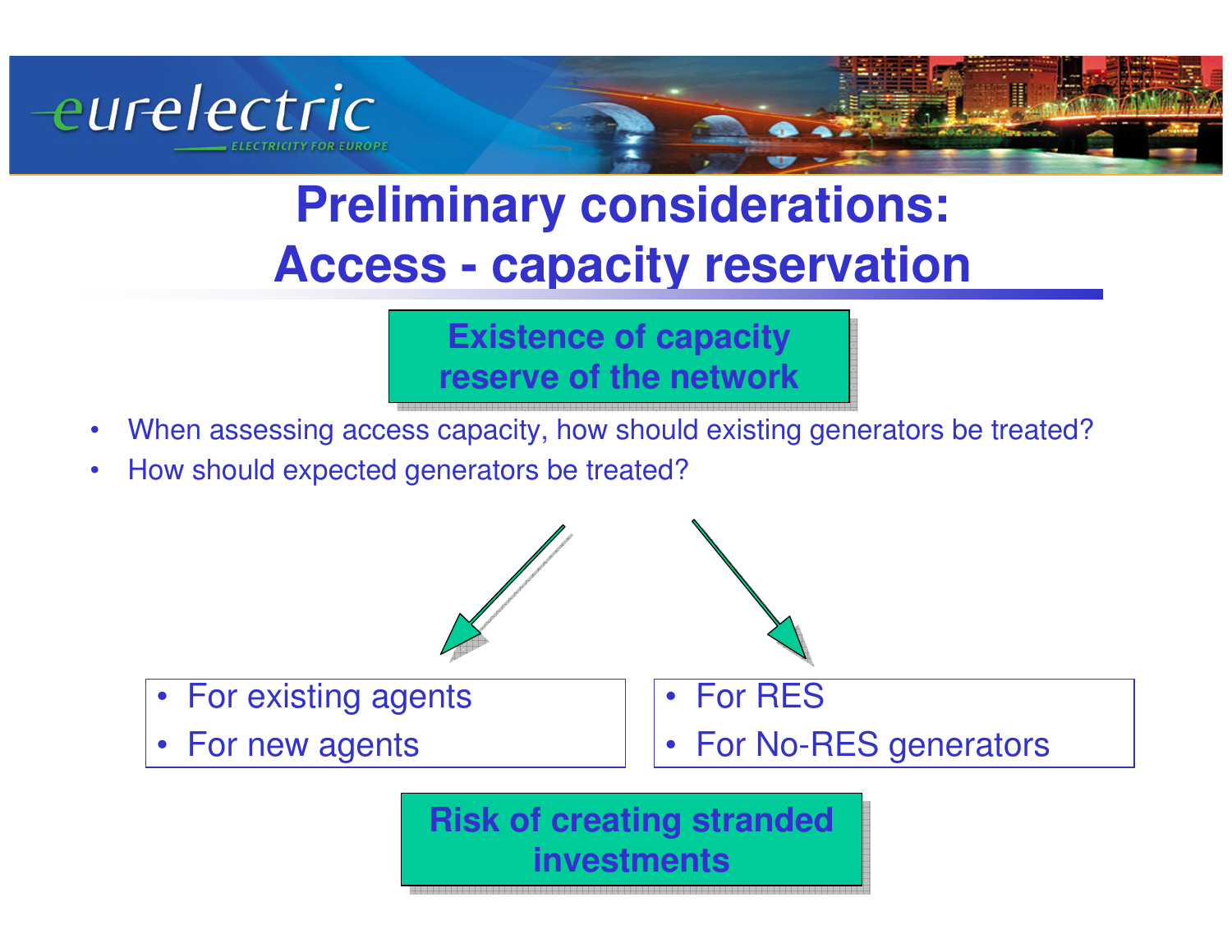# Preliminary considerations: Access - capacity reservation

**Existence of capacity reserve of the network**

- When assessing access capacity, how should existing generators be treated?
- How should expected generators be treated?

- For existing agents
- For new agents

- For RES
- For No-RES generators

**Risk of creating stranded investments**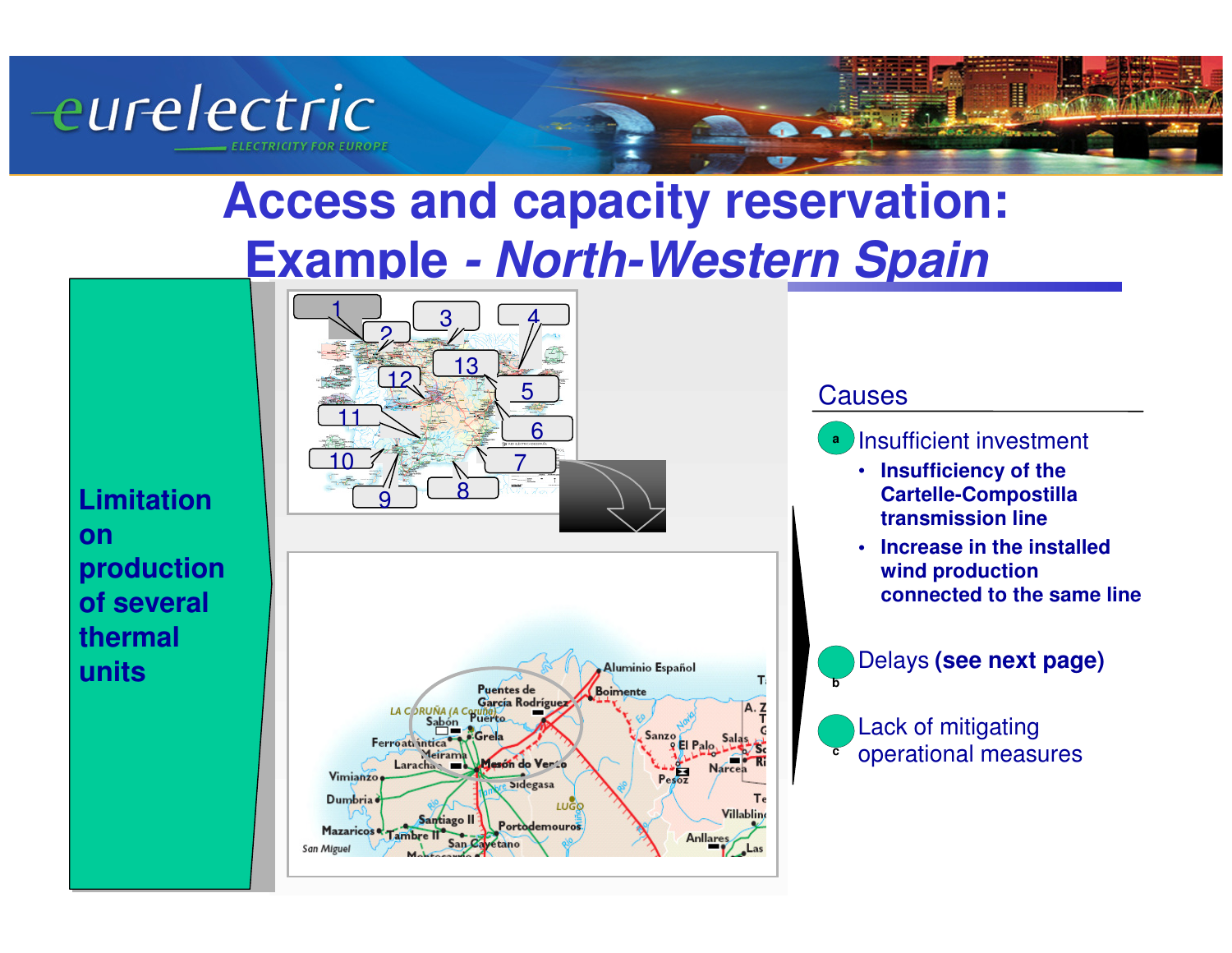# Access and capacity reservation: Example - *North-Western Spain*

**Limitation on production of several thermal units**

## Causes

- **a** Insufficient investment
  - **Insufficiency of the Cartelle-Compostilla transmission line**
  - **Increase in the installed wind production connected to the same line**
- **b** Delays **(see next page)**
- **c** Lack of mitigating operational measures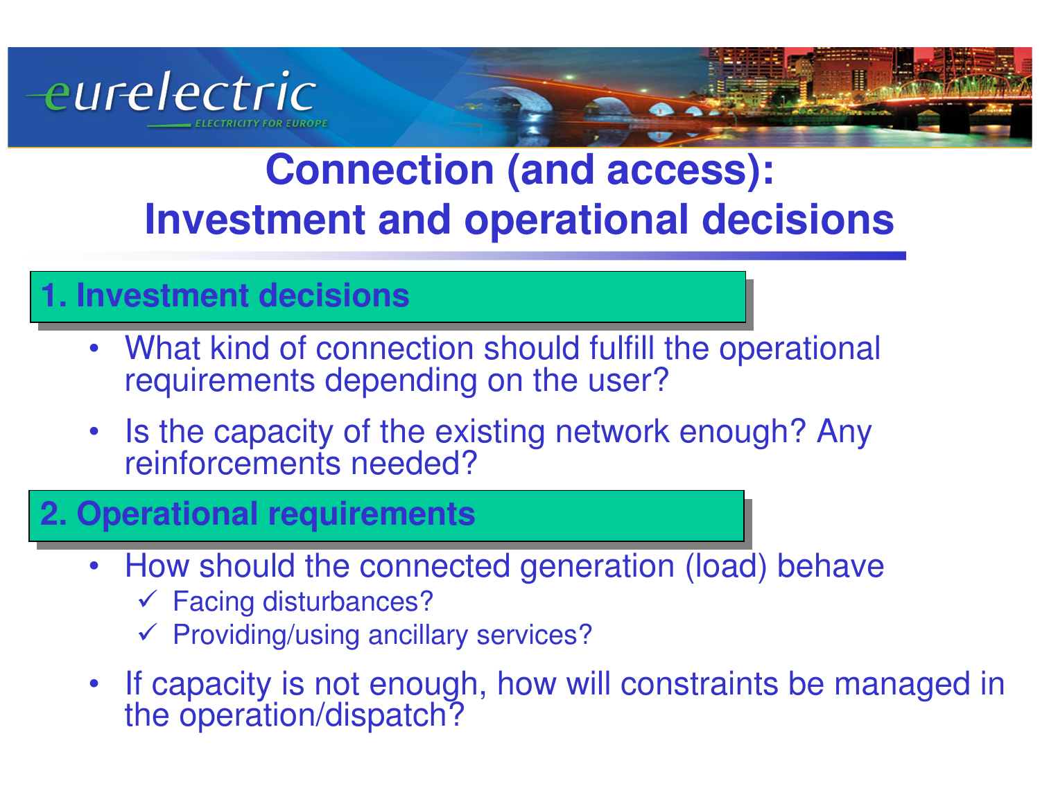# Connection (and access): Investment and operational decisions

## 1. Investment decisions

- What kind of connection should fulfill the operational requirements depending on the user?
- Is the capacity of the existing network enough? Any reinforcements needed?

## 2. Operational requirements

- How should the connected generation (load) behave
  - ✓ Facing disturbances?
  - ✓ Providing/using ancillary services?
- If capacity is not enough, how will constraints be managed in the operation/dispatch?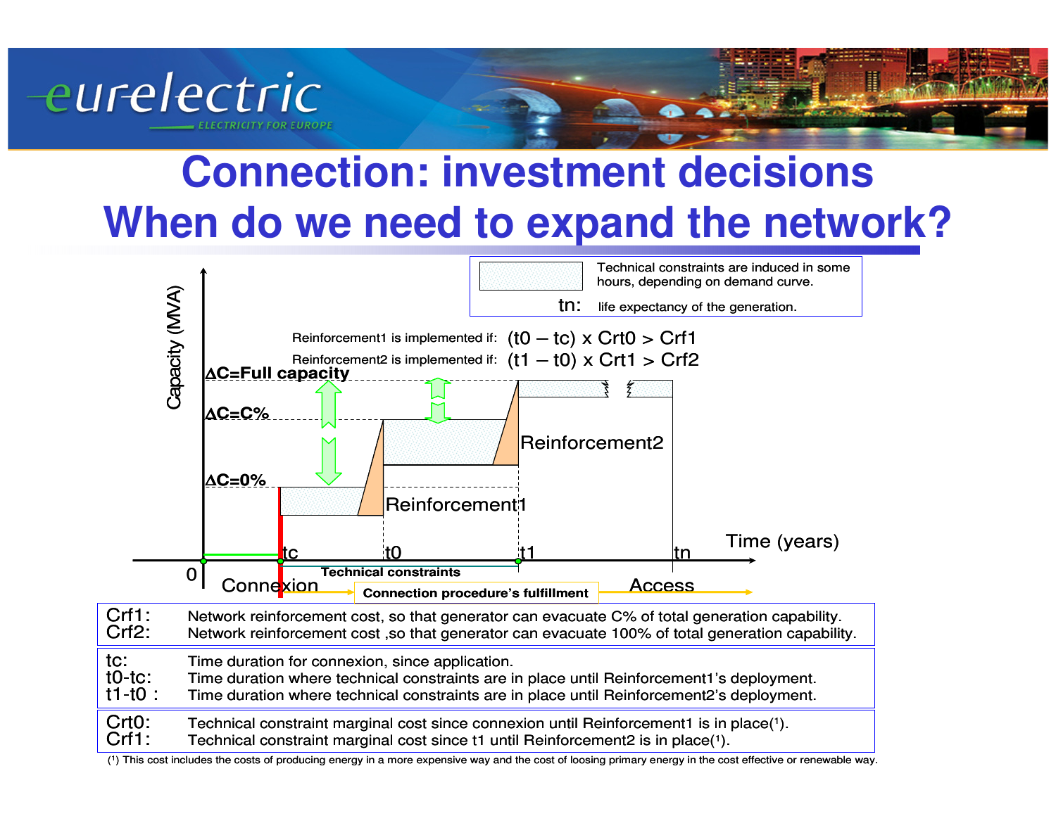# Connection: investment decisions
# When do we need to expand the network?

Technical constraints are induced in some hours, depending on demand curve.

tn: life expectancy of the generation.

Reinforcement1 is implemented if: $(t0 - tc) \times Crt0 > Crf1$

Reinforcement2 is implemented if: $(t1 - t0) \times Crt1 > Crf2$

Capacity (MVA)

ΔC=Full capacity

ΔC=C%

ΔC=0%

Reinforcement2

Reinforcement1

0 tc t0 t1 tn Time (years)

Technical constraints

Connexion Connection procedure's fulfillment Access

| | |
|---|---|
| Crf1: | Network reinforcement cost, so that generator can evacuate C% of total generation capability. |
| Crf2: | Network reinforcement cost ,so that generator can evacuate 100% of total generation capability. |

| | |
|---|---|
| tc: | Time duration for connexion, since application. |
| t0-tc: | Time duration where technical constraints are in place until Reinforcement1's deployment. |
| t1-t0 : | Time duration where technical constraints are in place until Reinforcement2's deployment. |

| | |
|---|---|
| Crt0: | Technical constraint marginal cost since connexion until Reinforcement1 is in place([1]). |
| Crf1: | Technical constraint marginal cost since t1 until Reinforcement2 is in place([1]). |

([1]) This cost includes the costs of producing energy in a more expensive way and the cost of loosing primary energy in the cost effective or renewable way.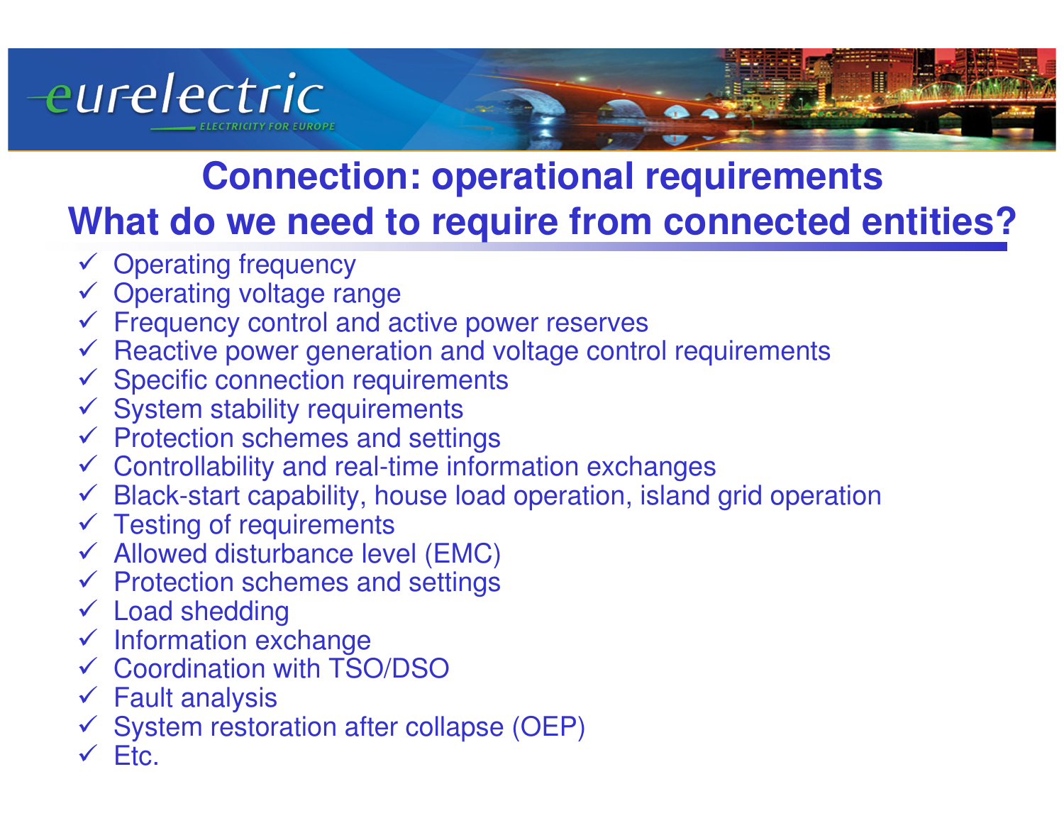# Connection: operational requirements

## What do we need to require from connected entities?

- ✓ Operating frequency
- ✓ Operating voltage range
- ✓ Frequency control and active power reserves
- ✓ Reactive power generation and voltage control requirements
- ✓ Specific connection requirements
- ✓ System stability requirements
- ✓ Protection schemes and settings
- ✓ Controllability and real-time information exchanges
- ✓ Black-start capability, house load operation, island grid operation
- ✓ Testing of requirements
- ✓ Allowed disturbance level (EMC)
- ✓ Protection schemes and settings
- ✓ Load shedding
- ✓ Information exchange
- ✓ Coordination with TSO/DSO
- ✓ Fault analysis
- ✓ System restoration after collapse (OEP)
- ✓ Etc.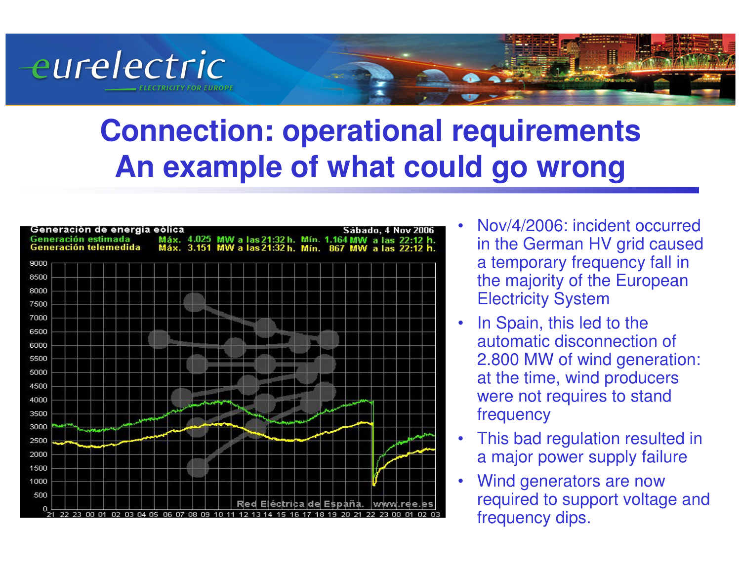# Connection: operational requirements
# An example of what could go wrong

- Nov/4/2006: incident occurred in the German HV grid caused a temporary frequency fall in the majority of the European Electricity System
- In Spain, this led to the automatic disconnection of 2.800 MW of wind generation: at the time, wind producers were not requires to stand frequency
- This bad regulation resulted in a major power supply failure
- Wind generators are now required to support voltage and frequency dips.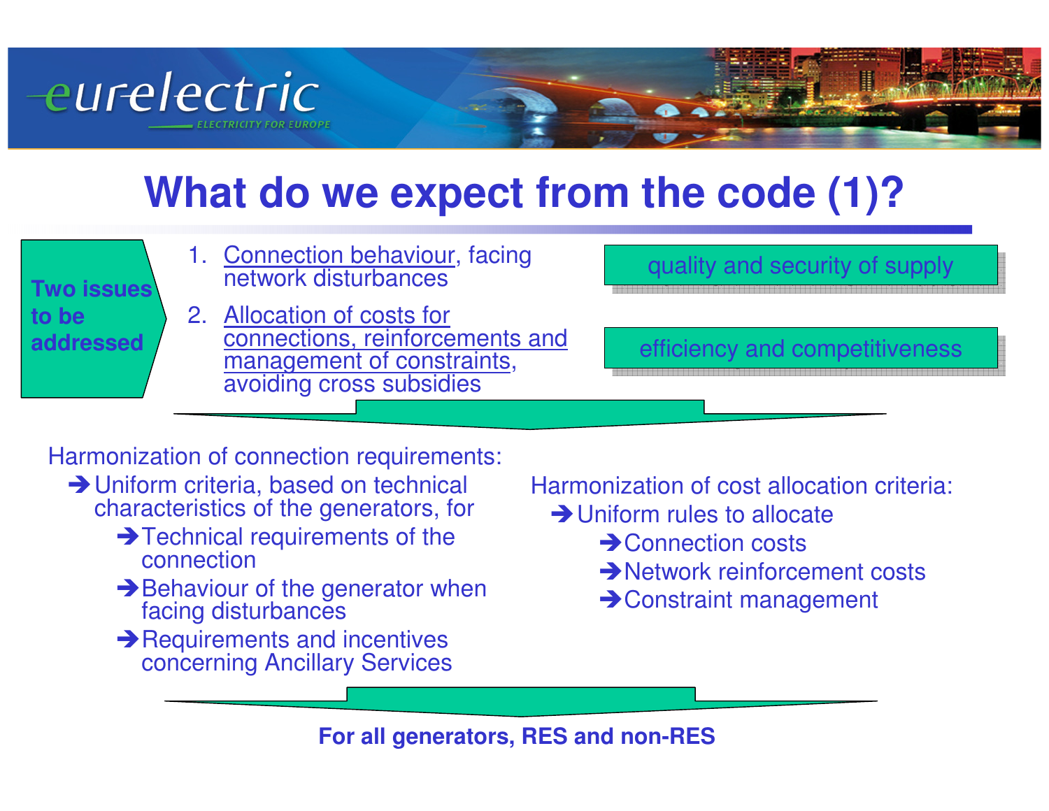# What do we expect from the code (1)?

**Two issues to be addressed**

1. Connection behaviour, facing network disturbances — quality and security of supply
2. Allocation of costs for connections, reinforcements and management of constraints, avoiding cross subsidies — efficiency and competitiveness

Harmonization of connection requirements:

- ➔ Uniform criteria, based on technical characteristics of the generators, for
  - ➔ Technical requirements of the connection
  - ➔ Behaviour of the generator when facing disturbances
  - ➔ Requirements and incentives concerning Ancillary Services

Harmonization of cost allocation criteria:

- ➔ Uniform rules to allocate
  - ➔ Connection costs
  - ➔ Network reinforcement costs
  - ➔ Constraint management

**For all generators, RES and non-RES**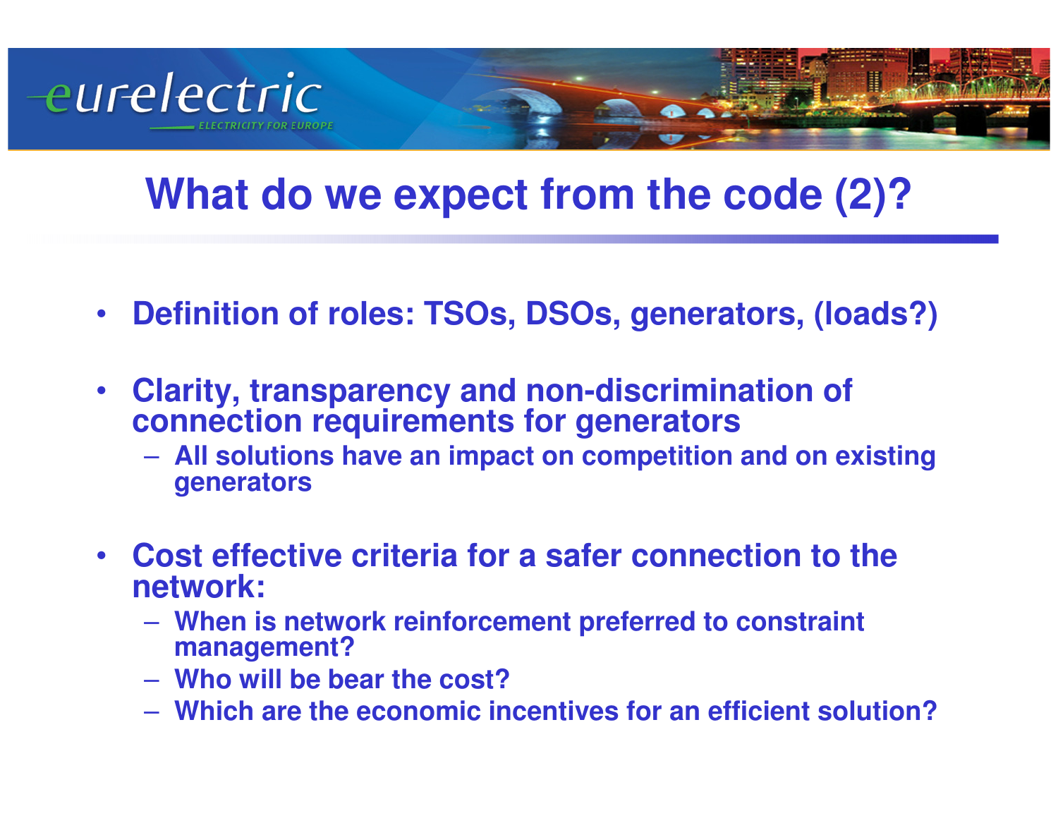# What do we expect from the code (2)?

- **Definition of roles: TSOs, DSOs, generators, (loads?)**
- **Clarity, transparency and non-discrimination of connection requirements for generators**
  - **All solutions have an impact on competition and on existing generators**
- **Cost effective criteria for a safer connection to the network:**
  - **When is network reinforcement preferred to constraint management?**
  - **Who will be bear the cost?**
  - **Which are the economic incentives for an efficient solution?**